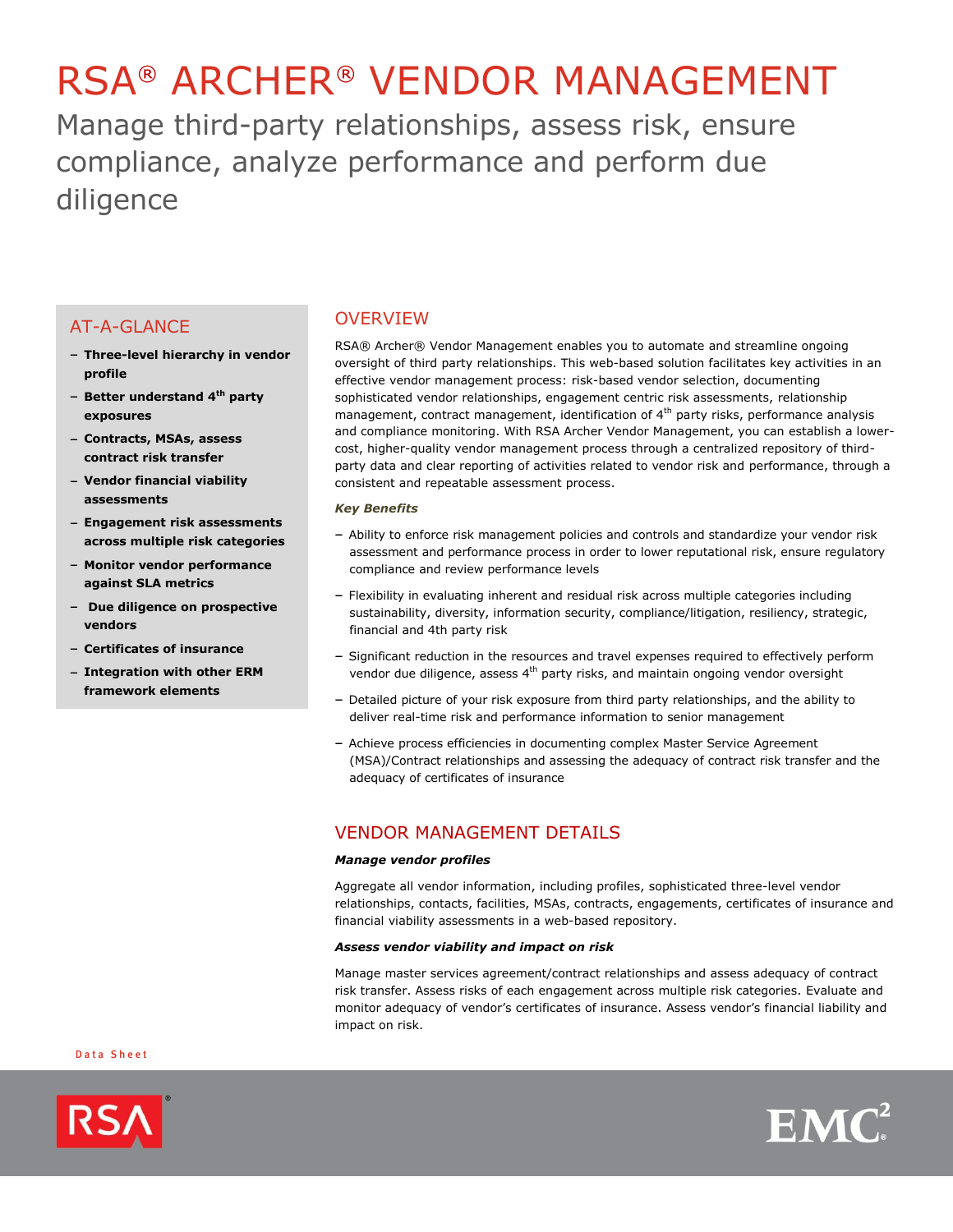# RSA® ARCHER® VENDOR MANAGEMENT

## Manage third-party relationships, assess risk, ensure compliance, analyze performance and perform due diligence

### AT-A-GLANCE

- **Three-level hierarchy in vendor profile**
- **Better understand 4th party exposures**
- **Contracts, MSAs, assess contract risk transfer**
- **Vendor financial viability assessments**
- **Engagement risk assessments across multiple risk categories**
- **Monitor vendor performance against SLA metrics**
- **Due diligence on prospective vendors**
- **Certificates of insurance**
- **Integration with other ERM framework elements**

### OVERVIEW

RSA® Archer® Vendor Management enables you to automate and streamline ongoing oversight of third party relationships. This web-based solution facilitates key activities in an effective vendor management process: risk-based vendor selection, documenting sophisticated vendor relationships, engagement centric risk assessments, relationship management, contract management, identification of 4th party risks, performance analysis and compliance monitoring. With RSA Archer Vendor Management, you can establish a lower-cost, higher-quality vendor management process through a centralized repository of third-party data and clear reporting of activities related to vendor risk and performance, through a consistent and repeatable assessment process.

***Key Benefits***

- Ability to enforce risk management policies and controls and standardize your vendor risk assessment and performance process in order to lower reputational risk, ensure regulatory compliance and review performance levels
- Flexibility in evaluating inherent and residual risk across multiple categories including sustainability, diversity, information security, compliance/litigation, resiliency, strategic, financial and 4th party risk
- Significant reduction in the resources and travel expenses required to effectively perform vendor due diligence, assess 4th party risks, and maintain ongoing vendor oversight
- Detailed picture of your risk exposure from third party relationships, and the ability to deliver real-time risk and performance information to senior management
- Achieve process efficiencies in documenting complex Master Service Agreement (MSA)/Contract relationships and assessing the adequacy of contract risk transfer and the adequacy of certificates of insurance

### VENDOR MANAGEMENT DETAILS

***Manage vendor profiles***

Aggregate all vendor information, including profiles, sophisticated three-level vendor relationships, contacts, facilities, MSAs, contracts, engagements, certificates of insurance and financial viability assessments in a web-based repository.

***Assess vendor viability and impact on risk***

Manage master services agreement/contract relationships and assess adequacy of contract risk transfer. Assess risks of each engagement across multiple risk categories. Evaluate and monitor adequacy of vendor's certificates of insurance. Assess vendor's financial liability and impact on risk.

Data Sheet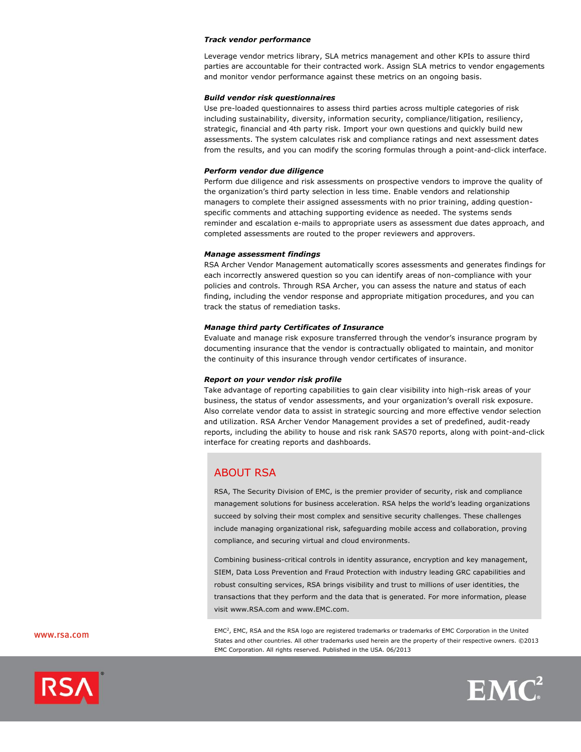***Track vendor performance***

Leverage vendor metrics library, SLA metrics management and other KPIs to assure third parties are accountable for their contracted work. Assign SLA metrics to vendor engagements and monitor vendor performance against these metrics on an ongoing basis.

***Build vendor risk questionnaires***

Use pre-loaded questionnaires to assess third parties across multiple categories of risk including sustainability, diversity, information security, compliance/litigation, resiliency, strategic, financial and 4th party risk. Import your own questions and quickly build new assessments. The system calculates risk and compliance ratings and next assessment dates from the results, and you can modify the scoring formulas through a point-and-click interface.

***Perform vendor due diligence***

Perform due diligence and risk assessments on prospective vendors to improve the quality of the organization's third party selection in less time. Enable vendors and relationship managers to complete their assigned assessments with no prior training, adding question-specific comments and attaching supporting evidence as needed. The systems sends reminder and escalation e-mails to appropriate users as assessment due dates approach, and completed assessments are routed to the proper reviewers and approvers.

***Manage assessment findings***

RSA Archer Vendor Management automatically scores assessments and generates findings for each incorrectly answered question so you can identify areas of non-compliance with your policies and controls. Through RSA Archer, you can assess the nature and status of each finding, including the vendor response and appropriate mitigation procedures, and you can track the status of remediation tasks.

***Manage third party Certificates of Insurance***

Evaluate and manage risk exposure transferred through the vendor's insurance program by documenting insurance that the vendor is contractually obligated to maintain, and monitor the continuity of this insurance through vendor certificates of insurance.

***Report on your vendor risk profile***

Take advantage of reporting capabilities to gain clear visibility into high-risk areas of your business, the status of vendor assessments, and your organization's overall risk exposure. Also correlate vendor data to assist in strategic sourcing and more effective vendor selection and utilization. RSA Archer Vendor Management provides a set of predefined, audit-ready reports, including the ability to house and risk rank SAS70 reports, along with point-and-click interface for creating reports and dashboards.

## ABOUT RSA

RSA, The Security Division of EMC, is the premier provider of security, risk and compliance management solutions for business acceleration. RSA helps the world's leading organizations succeed by solving their most complex and sensitive security challenges. These challenges include managing organizational risk, safeguarding mobile access and collaboration, proving compliance, and securing virtual and cloud environments.

Combining business-critical controls in identity assurance, encryption and key management, SIEM, Data Loss Prevention and Fraud Protection with industry leading GRC capabilities and robust consulting services, RSA brings visibility and trust to millions of user identities, the transactions that they perform and the data that is generated. For more information, please visit www.RSA.com and www.EMC.com.

www.rsa.com

EMC², EMC, RSA and the RSA logo are registered trademarks or trademarks of EMC Corporation in the United States and other countries. All other trademarks used herein are the property of their respective owners. ©2013 EMC Corporation. All rights reserved. Published in the USA. 06/2013